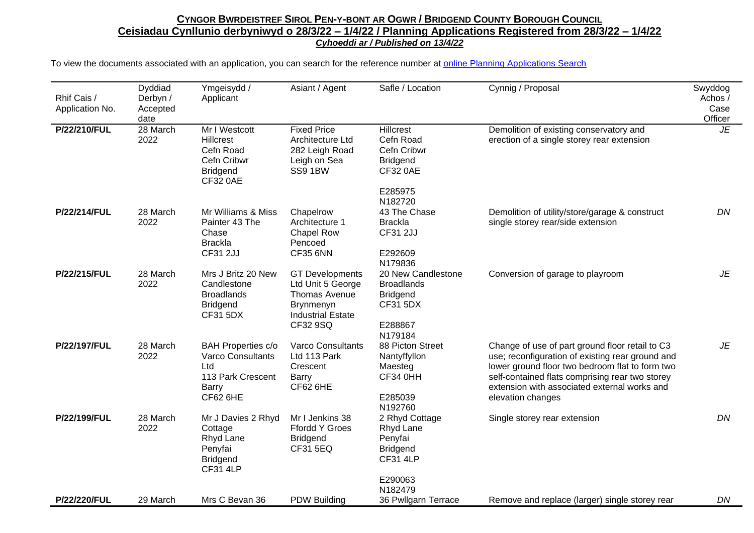**<u>Cyngor Bwrdeistref Sirol Pen-y-bont ar Ogwr / Bridgend County Borough Council</u>**

**<u>Ceisiadau Cynllunio derbyniwyd o 28/3/22 – 1/4/22 / Planning Applications Registered from 28/3/22 – 1/4/22</u>**

***<u>Cyhoeddi ar / Published on 13/4/22</u>***

To view the documents associated with an application, you can search for the reference number at [online Planning Applications Search]()

| Rhif Cais / Application No. | Dyddiad Derbyn / Accepted date | Ymgeisydd / Applicant | Asiant / Agent | Safle / Location | Cynnig / Proposal | Swyddog Achos / Case Officer |
|---|---|---|---|---|---|---|
| **P/22/210/FUL** | 28 March 2022 | Mr I Westcott Hillcrest Cefn Road Cefn Cribwr Bridgend CF32 0AE | Fixed Price Architecture Ltd 282 Leigh Road Leigh on Sea SS9 1BW | Hillcrest Cefn Road Cefn Cribwr Bridgend CF32 0AE E285975 N182720 | Demolition of existing conservatory and erection of a single storey rear extension | *JE* |
| **P/22/214/FUL** | 28 March 2022 | Mr Williams & Miss Painter 43 The Chase Brackla CF31 2JJ | Chapelrow Architecture 1 Chapel Row Pencoed CF35 6NN | 43 The Chase Brackla CF31 2JJ E292609 N179836 | Demolition of utility/store/garage & construct single storey rear/side extension | *DN* |
| **P/22/215/FUL** | 28 March 2022 | Mrs J Britz 20 New Candlestone Broadlands Bridgend CF31 5DX | GT Developments Ltd Unit 5 George Thomas Avenue Brynmenyn Industrial Estate CF32 9SQ | 20 New Candlestone Broadlands Bridgend CF31 5DX E288867 N179184 | Conversion of garage to playroom | *JE* |
| **P/22/197/FUL** | 28 March 2022 | BAH Properties c/o Varco Consultants Ltd 113 Park Crescent Barry CF62 6HE | Varco Consultants Ltd 113 Park Crescent Barry CF62 6HE | 88 Picton Street Nantyffyllon Maesteg CF34 0HH E285039 N192760 | Change of use of part ground floor retail to C3 use; reconfiguration of existing rear ground and lower ground floor two bedroom flat to form two self-contained flats comprising rear two storey extension with associated external works and elevation changes | *JE* |
| **P/22/199/FUL** | 28 March 2022 | Mr J Davies 2 Rhyd Cottage Rhyd Lane Penyfai Bridgend CF31 4LP | Mr I Jenkins 38 Ffordd Y Groes Bridgend CF31 5EQ | 2 Rhyd Cottage Rhyd Lane Penyfai Bridgend CF31 4LP E290063 N182479 | Single storey rear extension | *DN* |
| **P/22/220/FUL** | 29 March | Mrs C Bevan 36 | PDW Building | 36 Pwllgarn Terrace | Remove and replace (larger) single storey rear | *DN* |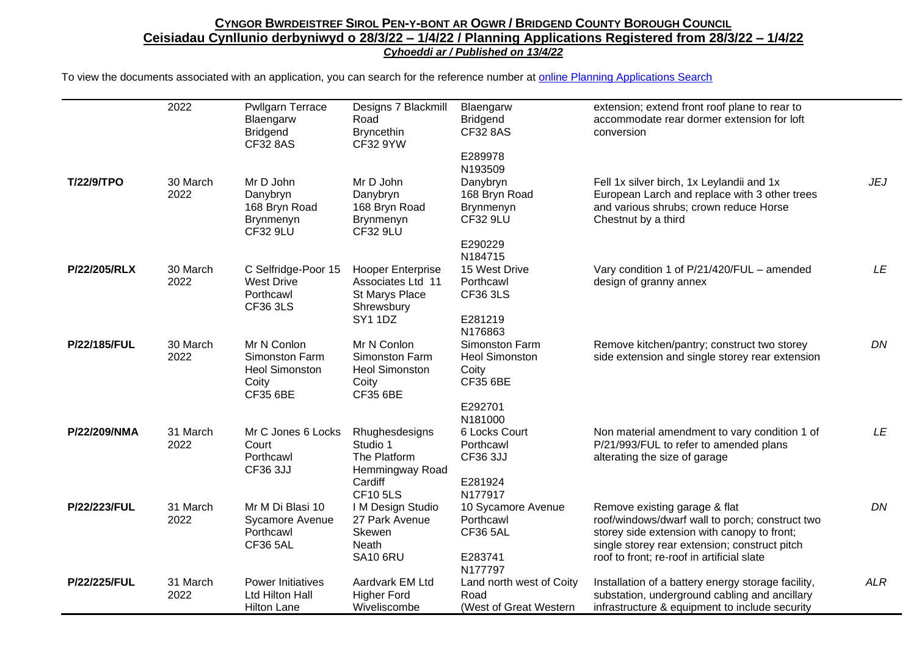## **Cyngor Bwrdeistref Sirol Pen-y-bont ar Ogwr / Bridgend County Borough Council**

**Ceisiadau Cynllunio derbyniwyd o 28/3/22 – 1/4/22 / Planning Applications Registered from 28/3/22 – 1/4/22**

***Cyhoeddi ar / Published on 13/4/22***

To view the documents associated with an application, you can search for the reference number at [online Planning Applications Search]()

| | | | | | | |
|---|---|---|---|---|---|---|
| | 2022 | Pwllgarn Terrace Blaengarw Bridgend CF32 8AS | Designs 7 Blackmill Road Bryncethin CF32 9YW | Blaengarw Bridgend CF32 8AS<br><br>E289978 N193509 | extension; extend front roof plane to rear to accommodate rear dormer extension for loft conversion | |
| **T/22/9/TPO** | 30 March 2022 | Mr D John Danybryn 168 Bryn Road Brynmenyn CF32 9LU | Mr D John Danybryn 168 Bryn Road Brynmenyn CF32 9LU | Danybryn 168 Bryn Road Brynmenyn CF32 9LU<br><br>E290229 N184715 | Fell 1x silver birch, 1x Leylandii and 1x European Larch and replace with 3 other trees and various shrubs; crown reduce Horse Chestnut by a third | *JEJ* |
| **P/22/205/RLX** | 30 March 2022 | C Selfridge-Poor 15 West Drive Porthcawl CF36 3LS | Hooper Enterprise Associates Ltd 11 St Marys Place Shrewsbury SY1 1DZ | 15 West Drive Porthcawl CF36 3LS<br><br>E281219 N176863 | Vary condition 1 of P/21/420/FUL – amended design of granny annex | *LE* |
| **P/22/185/FUL** | 30 March 2022 | Mr N Conlon Simonston Farm Heol Simonston Coity CF35 6BE | Mr N Conlon Simonston Farm Heol Simonston Coity CF35 6BE | Simonston Farm Heol Simonston Coity CF35 6BE<br><br>E292701 N181000 | Remove kitchen/pantry; construct two storey side extension and single storey rear extension | *DN* |
| **P/22/209/NMA** | 31 March 2022 | Mr C Jones 6 Locks Court Porthcawl CF36 3JJ | Rhughesdesigns Studio 1 The Platform Hemmingway Road Cardiff CF10 5LS | 6 Locks Court Porthcawl CF36 3JJ<br><br>E281924 N177917 | Non material amendment to vary condition 1 of P/21/993/FUL to refer to amended plans alterating the size of garage | *LE* |
| **P/22/223/FUL** | 31 March 2022 | Mr M Di Blasi 10 Sycamore Avenue Porthcawl CF36 5AL | I M Design Studio 27 Park Avenue Skewen Neath SA10 6RU | 10 Sycamore Avenue Porthcawl CF36 5AL<br><br>E283741 N177797 | Remove existing garage & flat roof/windows/dwarf wall to porch; construct two storey side extension with canopy to front; single storey rear extension; construct pitch roof to front; re-roof in artificial slate | *DN* |
| **P/22/225/FUL** | 31 March 2022 | Power Initiatives Ltd Hilton Hall Hilton Lane | Aardvark EM Ltd Higher Ford Wiveliscombe | Land north west of Coity Road (West of Great Western | Installation of a battery energy storage facility, substation, underground cabling and ancillary infrastructure & equipment to include security | *ALR* |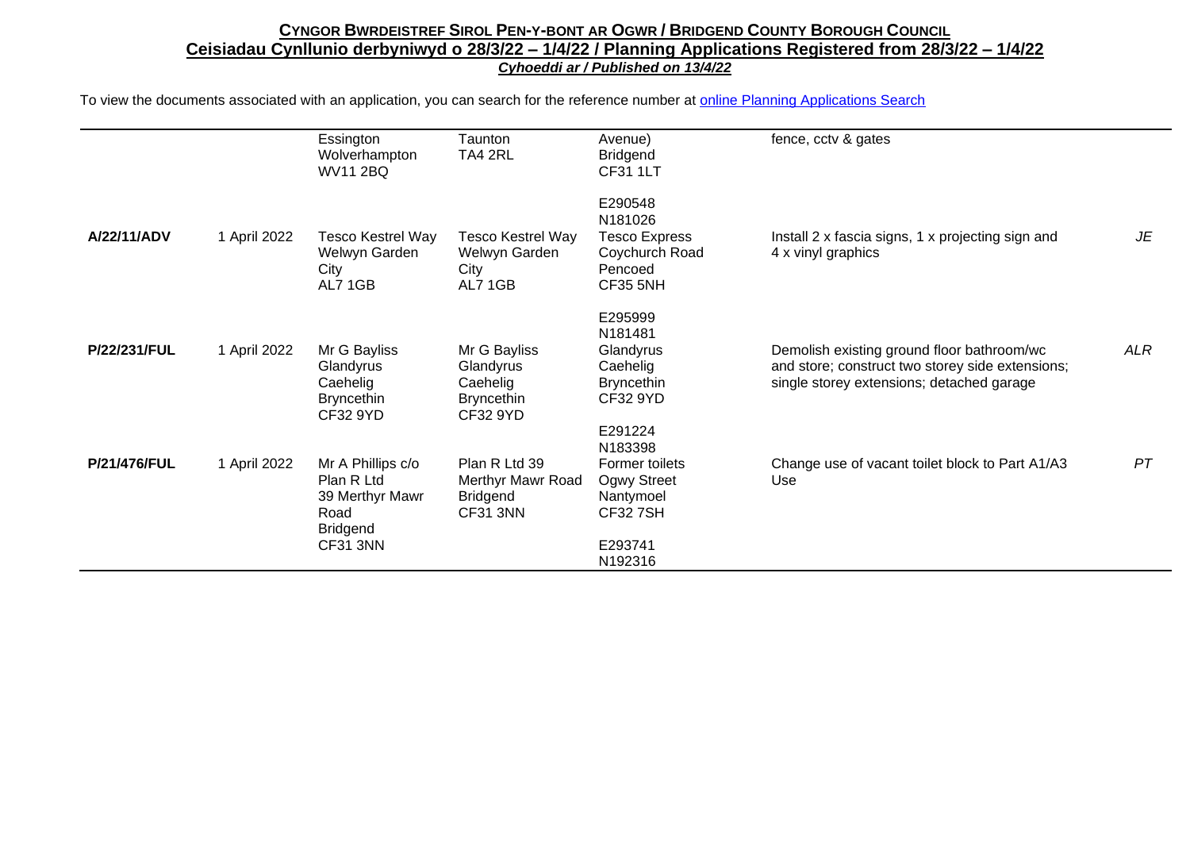# CYNGOR BWRDEISTREF SIROL PEN-Y-BONT AR OGWR / BRIDGEND COUNTY BOROUGH COUNCIL

## Ceisiadau Cynllunio derbyniwyd o 28/3/22 – 1/4/22 / Planning Applications Registered from 28/3/22 – 1/4/22

***Cyhoeddi ar / Published on 13/4/22***

To view the documents associated with an application, you can search for the reference number at [online Planning Applications Search](#)

| | | | | | | |
|---|---|---|---|---|---|---|
| | | Essington Wolverhampton WV11 2BQ | Taunton TA4 2RL | Avenue) Bridgend CF31 1LT<br><br>E290548 N181026 | fence, cctv & gates | |
| **A/22/11/ADV** | 1 April 2022 | Tesco Kestrel Way Welwyn Garden City AL7 1GB | Tesco Kestrel Way Welwyn Garden City AL7 1GB | Tesco Express Coychurch Road Pencoed CF35 5NH<br><br>E295999 N181481 | Install 2 x fascia signs, 1 x projecting sign and 4 x vinyl graphics | *JE* |
| **P/22/231/FUL** | 1 April 2022 | Mr G Bayliss Glandyrus Caehelig Bryncethin CF32 9YD | Mr G Bayliss Glandyrus Caehelig Bryncethin CF32 9YD | Glandyrus Caehelig Bryncethin CF32 9YD<br><br>E291224 N183398 | Demolish existing ground floor bathroom/wc and store; construct two storey side extensions; single storey extensions; detached garage | *ALR* |
| **P/21/476/FUL** | 1 April 2022 | Mr A Phillips c/o Plan R Ltd 39 Merthyr Mawr Road Bridgend CF31 3NN | Plan R Ltd 39 Merthyr Mawr Road Bridgend CF31 3NN | Former toilets Ogwy Street Nantymoel CF32 7SH<br><br>E293741 N192316 | Change use of vacant toilet block to Part A1/A3 Use | *PT* |